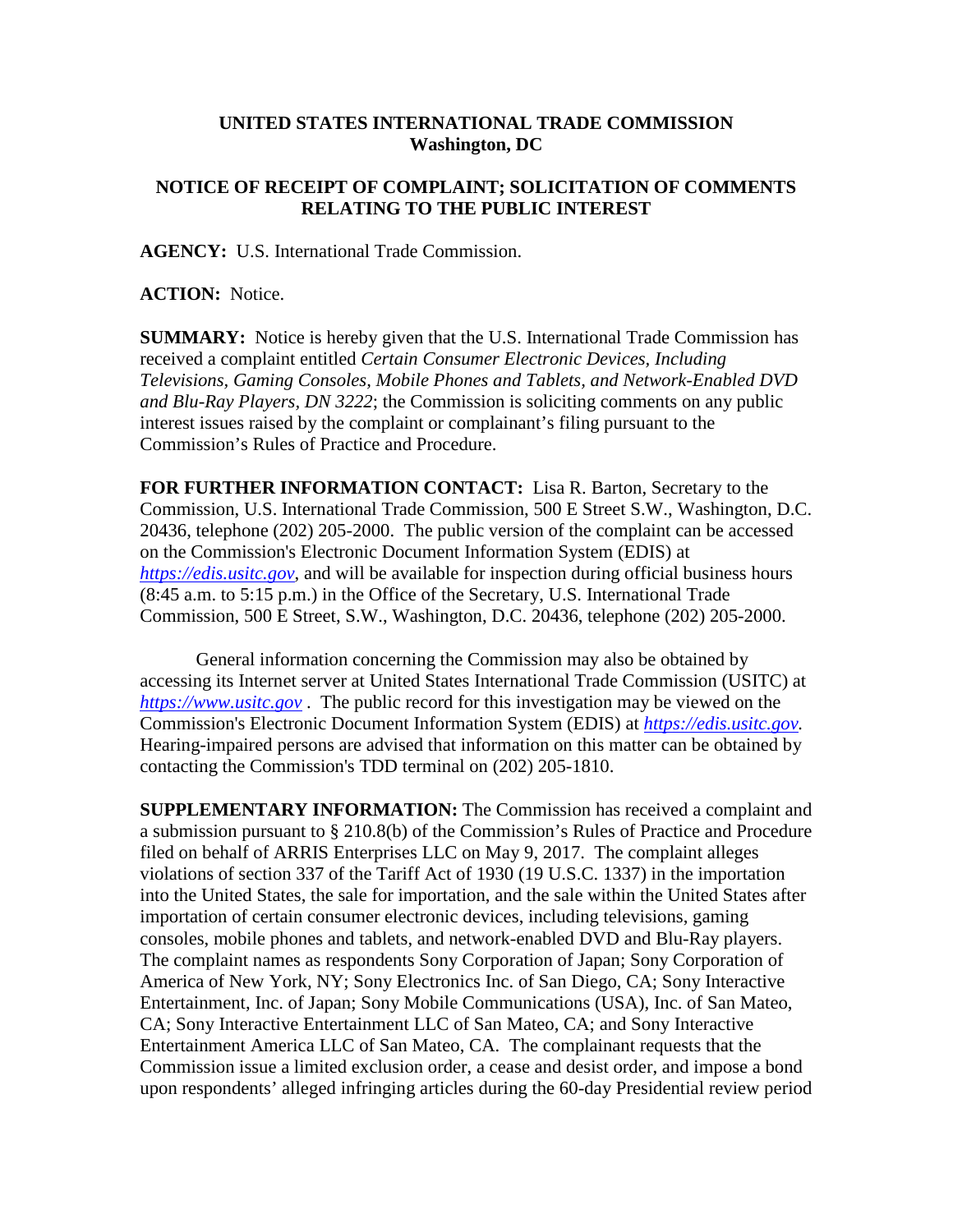**UNITED STATES INTERNATIONAL TRADE COMMISSION**
**Washington, DC**

**NOTICE OF RECEIPT OF COMPLAINT; SOLICITATION OF COMMENTS RELATING TO THE PUBLIC INTEREST**

**AGENCY:** U.S. International Trade Commission.

**ACTION:** Notice.

**SUMMARY:** Notice is hereby given that the U.S. International Trade Commission has received a complaint entitled *Certain Consumer Electronic Devices, Including Televisions, Gaming Consoles, Mobile Phones and Tablets, and Network-Enabled DVD and Blu-Ray Players, DN 3222*; the Commission is soliciting comments on any public interest issues raised by the complaint or complainant's filing pursuant to the Commission's Rules of Practice and Procedure.

**FOR FURTHER INFORMATION CONTACT:** Lisa R. Barton, Secretary to the Commission, U.S. International Trade Commission, 500 E Street S.W., Washington, D.C. 20436, telephone (202) 205-2000. The public version of the complaint can be accessed on the Commission's Electronic Document Information System (EDIS) at *https://edis.usitc.gov*, and will be available for inspection during official business hours (8:45 a.m. to 5:15 p.m.) in the Office of the Secretary, U.S. International Trade Commission, 500 E Street, S.W., Washington, D.C. 20436, telephone (202) 205-2000.

General information concerning the Commission may also be obtained by accessing its Internet server at United States International Trade Commission (USITC) at *https://www.usitc.gov* . The public record for this investigation may be viewed on the Commission's Electronic Document Information System (EDIS) at *https://edis.usitc.gov.* Hearing-impaired persons are advised that information on this matter can be obtained by contacting the Commission's TDD terminal on (202) 205-1810.

**SUPPLEMENTARY INFORMATION:** The Commission has received a complaint and a submission pursuant to § 210.8(b) of the Commission's Rules of Practice and Procedure filed on behalf of ARRIS Enterprises LLC on May 9, 2017. The complaint alleges violations of section 337 of the Tariff Act of 1930 (19 U.S.C. 1337) in the importation into the United States, the sale for importation, and the sale within the United States after importation of certain consumer electronic devices, including televisions, gaming consoles, mobile phones and tablets, and network-enabled DVD and Blu-Ray players. The complaint names as respondents Sony Corporation of Japan; Sony Corporation of America of New York, NY; Sony Electronics Inc. of San Diego, CA; Sony Interactive Entertainment, Inc. of Japan; Sony Mobile Communications (USA), Inc. of San Mateo, CA; Sony Interactive Entertainment LLC of San Mateo, CA; and Sony Interactive Entertainment America LLC of San Mateo, CA. The complainant requests that the Commission issue a limited exclusion order, a cease and desist order, and impose a bond upon respondents' alleged infringing articles during the 60-day Presidential review period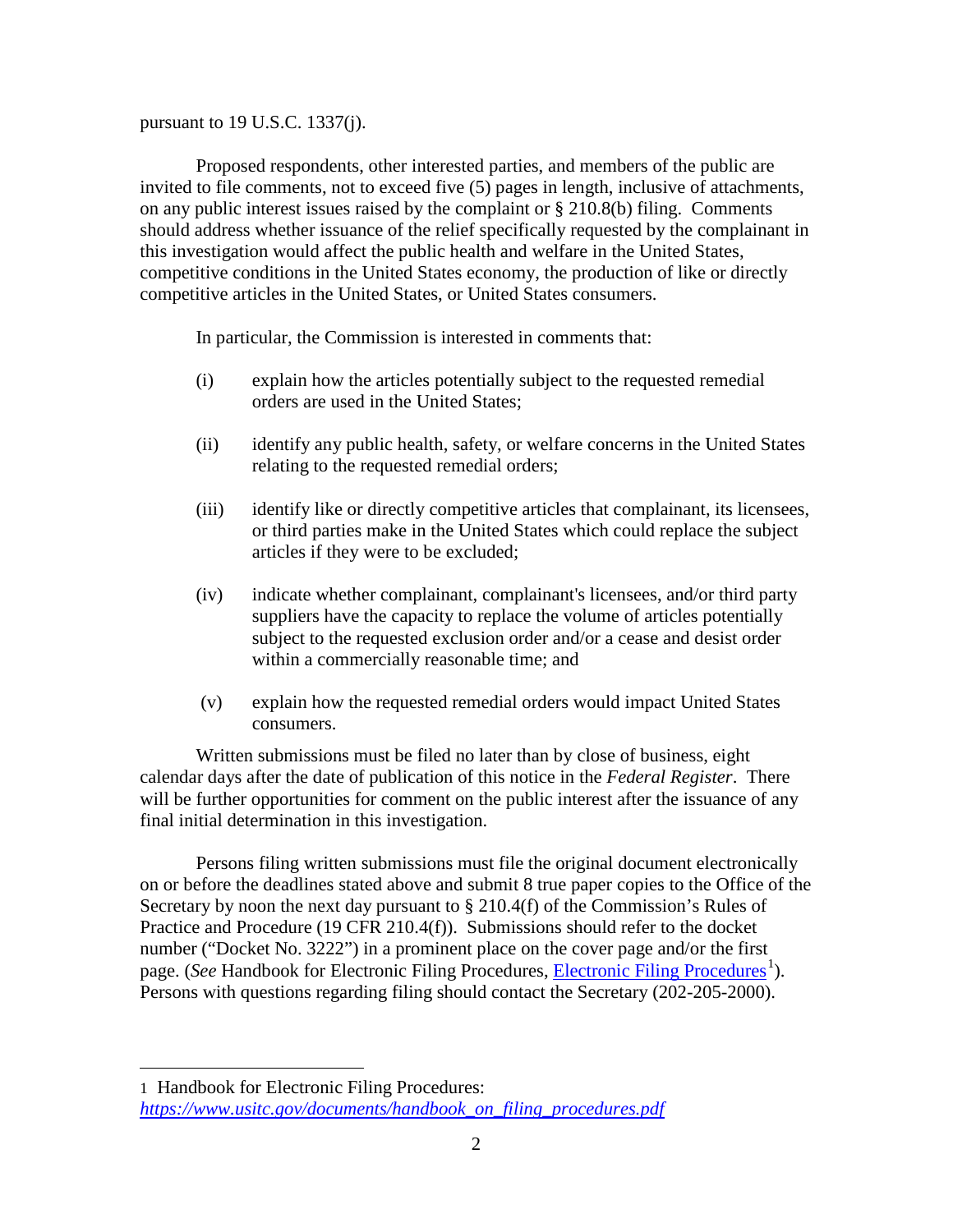pursuant to 19 U.S.C. 1337(j).

Proposed respondents, other interested parties, and members of the public are invited to file comments, not to exceed five (5) pages in length, inclusive of attachments, on any public interest issues raised by the complaint or § 210.8(b) filing. Comments should address whether issuance of the relief specifically requested by the complainant in this investigation would affect the public health and welfare in the United States, competitive conditions in the United States economy, the production of like or directly competitive articles in the United States, or United States consumers.

In particular, the Commission is interested in comments that:

(i) explain how the articles potentially subject to the requested remedial orders are used in the United States;

(ii) identify any public health, safety, or welfare concerns in the United States relating to the requested remedial orders;

(iii) identify like or directly competitive articles that complainant, its licensees, or third parties make in the United States which could replace the subject articles if they were to be excluded;

(iv) indicate whether complainant, complainant's licensees, and/or third party suppliers have the capacity to replace the volume of articles potentially subject to the requested exclusion order and/or a cease and desist order within a commercially reasonable time; and

(v) explain how the requested remedial orders would impact United States consumers.

Written submissions must be filed no later than by close of business, eight calendar days after the date of publication of this notice in the *Federal Register*. There will be further opportunities for comment on the public interest after the issuance of any final initial determination in this investigation.

Persons filing written submissions must file the original document electronically on or before the deadlines stated above and submit 8 true paper copies to the Office of the Secretary by noon the next day pursuant to § 210.4(f) of the Commission's Rules of Practice and Procedure (19 CFR 210.4(f)). Submissions should refer to the docket number ("Docket No. 3222") in a prominent place on the cover page and/or the first page. (*See* Handbook for Electronic Filing Procedures, Electronic Filing Procedures[1]). Persons with questions regarding filing should contact the Secretary (202-205-2000).

---

1 Handbook for Electronic Filing Procedures: *https://www.usitc.gov/documents/handbook_on_filing_procedures.pdf*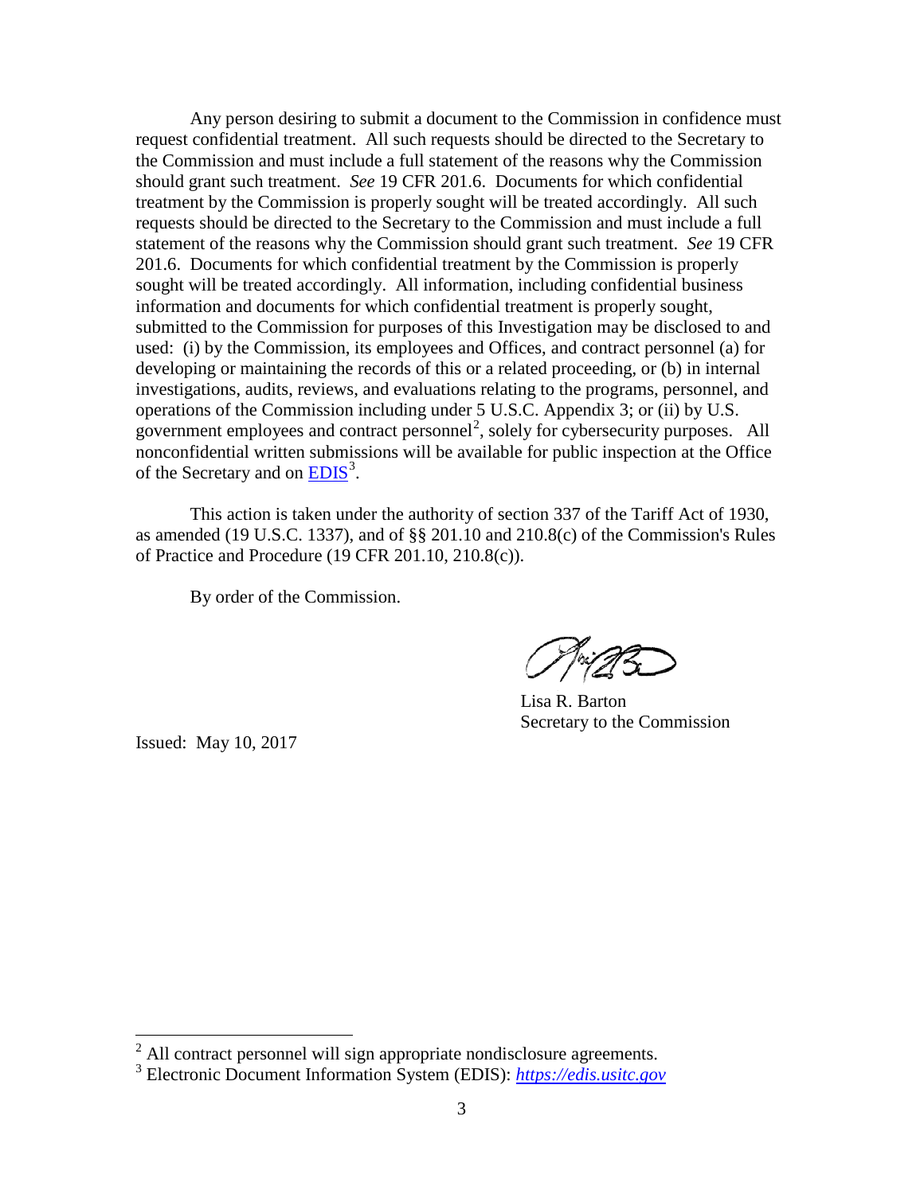Any person desiring to submit a document to the Commission in confidence must request confidential treatment. All such requests should be directed to the Secretary to the Commission and must include a full statement of the reasons why the Commission should grant such treatment. *See* 19 CFR 201.6. Documents for which confidential treatment by the Commission is properly sought will be treated accordingly. All such requests should be directed to the Secretary to the Commission and must include a full statement of the reasons why the Commission should grant such treatment. *See* 19 CFR 201.6. Documents for which confidential treatment by the Commission is properly sought will be treated accordingly. All information, including confidential business information and documents for which confidential treatment is properly sought, submitted to the Commission for purposes of this Investigation may be disclosed to and used: (i) by the Commission, its employees and Offices, and contract personnel (a) for developing or maintaining the records of this or a related proceeding, or (b) in internal investigations, audits, reviews, and evaluations relating to the programs, personnel, and operations of the Commission including under 5 U.S.C. Appendix 3; or (ii) by U.S. government employees and contract personnel[2], solely for cybersecurity purposes. All nonconfidential written submissions will be available for public inspection at the Office of the Secretary and on EDIS[3].

This action is taken under the authority of section 337 of the Tariff Act of 1930, as amended (19 U.S.C. 1337), and of §§ 201.10 and 210.8(c) of the Commission's Rules of Practice and Procedure (19 CFR 201.10, 210.8(c)).

By order of the Commission.

Lisa R. Barton
Secretary to the Commission

Issued: May 10, 2017

---

[2] All contract personnel will sign appropriate nondisclosure agreements.

[3] Electronic Document Information System (EDIS): *https://edis.usitc.gov*